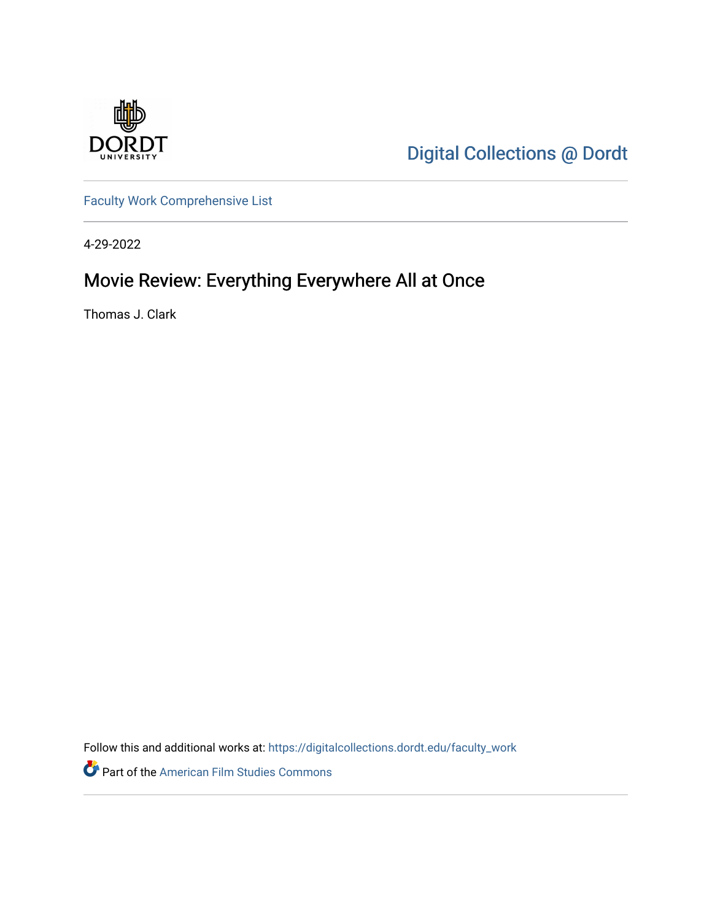Digital Collections @ Dordt

Faculty Work Comprehensive List

4-29-2022

# Movie Review: Everything Everywhere All at Once

Thomas J. Clark

Follow this and additional works at: https://digitalcollections.dordt.edu/faculty_work

Part of the American Film Studies Commons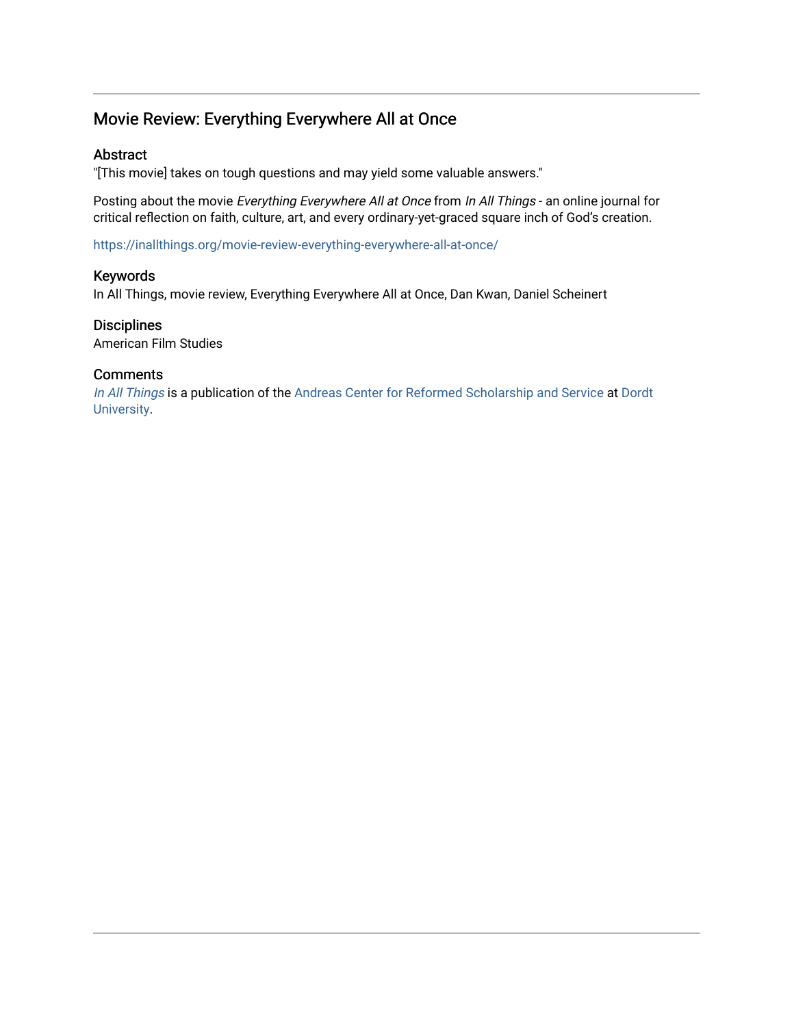## Movie Review: Everything Everywhere All at Once

### Abstract

"[This movie] takes on tough questions and may yield some valuable answers."

Posting about the movie *Everything Everywhere All at Once* from *In All Things* - an online journal for critical reflection on faith, culture, art, and every ordinary-yet-graced square inch of God's creation.

https://inallthings.org/movie-review-everything-everywhere-all-at-once/

### Keywords

In All Things, movie review, Everything Everywhere All at Once, Dan Kwan, Daniel Scheinert

### Disciplines

American Film Studies

### Comments

*In All Things* is a publication of the Andreas Center for Reformed Scholarship and Service at Dordt University.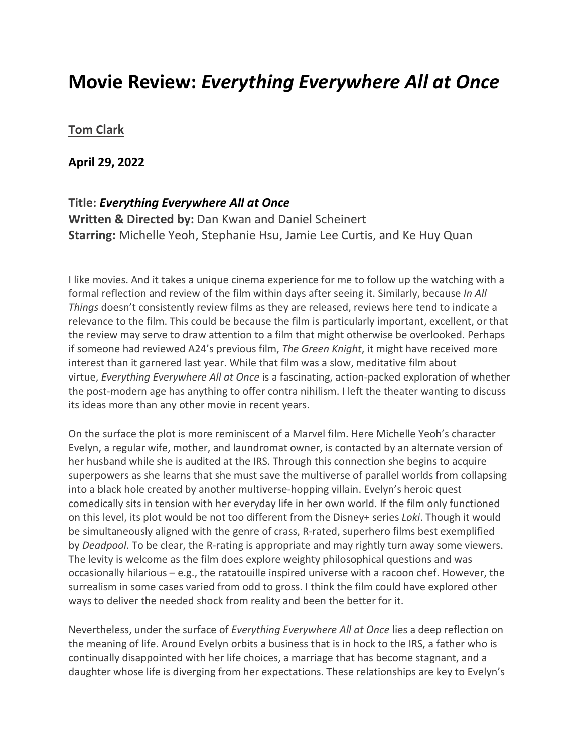# Movie Review: *Everything Everywhere All at Once*

**Tom Clark**

**April 29, 2022**

### Title: *Everything Everywhere All at Once*

**Written & Directed by:** Dan Kwan and Daniel Scheinert
**Starring:** Michelle Yeoh, Stephanie Hsu, Jamie Lee Curtis, and Ke Huy Quan

I like movies. And it takes a unique cinema experience for me to follow up the watching with a formal reflection and review of the film within days after seeing it. Similarly, because *In All Things* doesn't consistently review films as they are released, reviews here tend to indicate a relevance to the film. This could be because the film is particularly important, excellent, or that the review may serve to draw attention to a film that might otherwise be overlooked. Perhaps if someone had reviewed A24's previous film, *The Green Knight*, it might have received more interest than it garnered last year. While that film was a slow, meditative film about virtue, *Everything Everywhere All at Once* is a fascinating, action-packed exploration of whether the post-modern age has anything to offer contra nihilism. I left the theater wanting to discuss its ideas more than any other movie in recent years.

On the surface the plot is more reminiscent of a Marvel film. Here Michelle Yeoh's character Evelyn, a regular wife, mother, and laundromat owner, is contacted by an alternate version of her husband while she is audited at the IRS. Through this connection she begins to acquire superpowers as she learns that she must save the multiverse of parallel worlds from collapsing into a black hole created by another multiverse-hopping villain. Evelyn's heroic quest comedically sits in tension with her everyday life in her own world. If the film only functioned on this level, its plot would be not too different from the Disney+ series *Loki*. Though it would be simultaneously aligned with the genre of crass, R-rated, superhero films best exemplified by *Deadpool*. To be clear, the R-rating is appropriate and may rightly turn away some viewers. The levity is welcome as the film does explore weighty philosophical questions and was occasionally hilarious – e.g., the ratatouille inspired universe with a racoon chef. However, the surrealism in some cases varied from odd to gross. I think the film could have explored other ways to deliver the needed shock from reality and been the better for it.

Nevertheless, under the surface of *Everything Everywhere All at Once* lies a deep reflection on the meaning of life. Around Evelyn orbits a business that is in hock to the IRS, a father who is continually disappointed with her life choices, a marriage that has become stagnant, and a daughter whose life is diverging from her expectations. These relationships are key to Evelyn's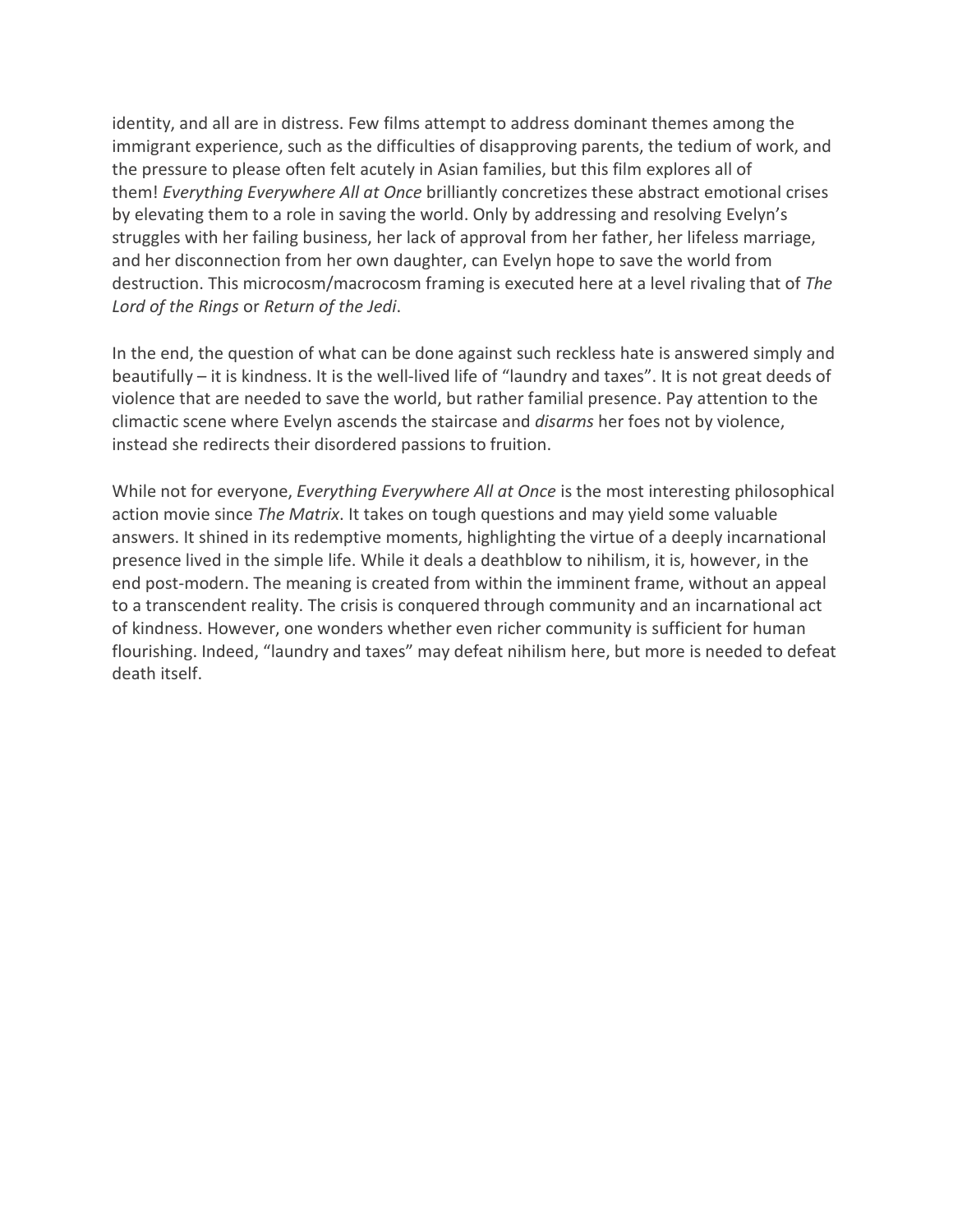identity, and all are in distress. Few films attempt to address dominant themes among the immigrant experience, such as the difficulties of disapproving parents, the tedium of work, and the pressure to please often felt acutely in Asian families, but this film explores all of them! *Everything Everywhere All at Once* brilliantly concretizes these abstract emotional crises by elevating them to a role in saving the world. Only by addressing and resolving Evelyn's struggles with her failing business, her lack of approval from her father, her lifeless marriage, and her disconnection from her own daughter, can Evelyn hope to save the world from destruction. This microcosm/macrocosm framing is executed here at a level rivaling that of *The Lord of the Rings* or *Return of the Jedi*.

In the end, the question of what can be done against such reckless hate is answered simply and beautifully – it is kindness. It is the well-lived life of "laundry and taxes". It is not great deeds of violence that are needed to save the world, but rather familial presence. Pay attention to the climactic scene where Evelyn ascends the staircase and *disarms* her foes not by violence, instead she redirects their disordered passions to fruition.

While not for everyone, *Everything Everywhere All at Once* is the most interesting philosophical action movie since *The Matrix*. It takes on tough questions and may yield some valuable answers. It shined in its redemptive moments, highlighting the virtue of a deeply incarnational presence lived in the simple life. While it deals a deathblow to nihilism, it is, however, in the end post-modern. The meaning is created from within the imminent frame, without an appeal to a transcendent reality. The crisis is conquered through community and an incarnational act of kindness. However, one wonders whether even richer community is sufficient for human flourishing. Indeed, "laundry and taxes" may defeat nihilism here, but more is needed to defeat death itself.